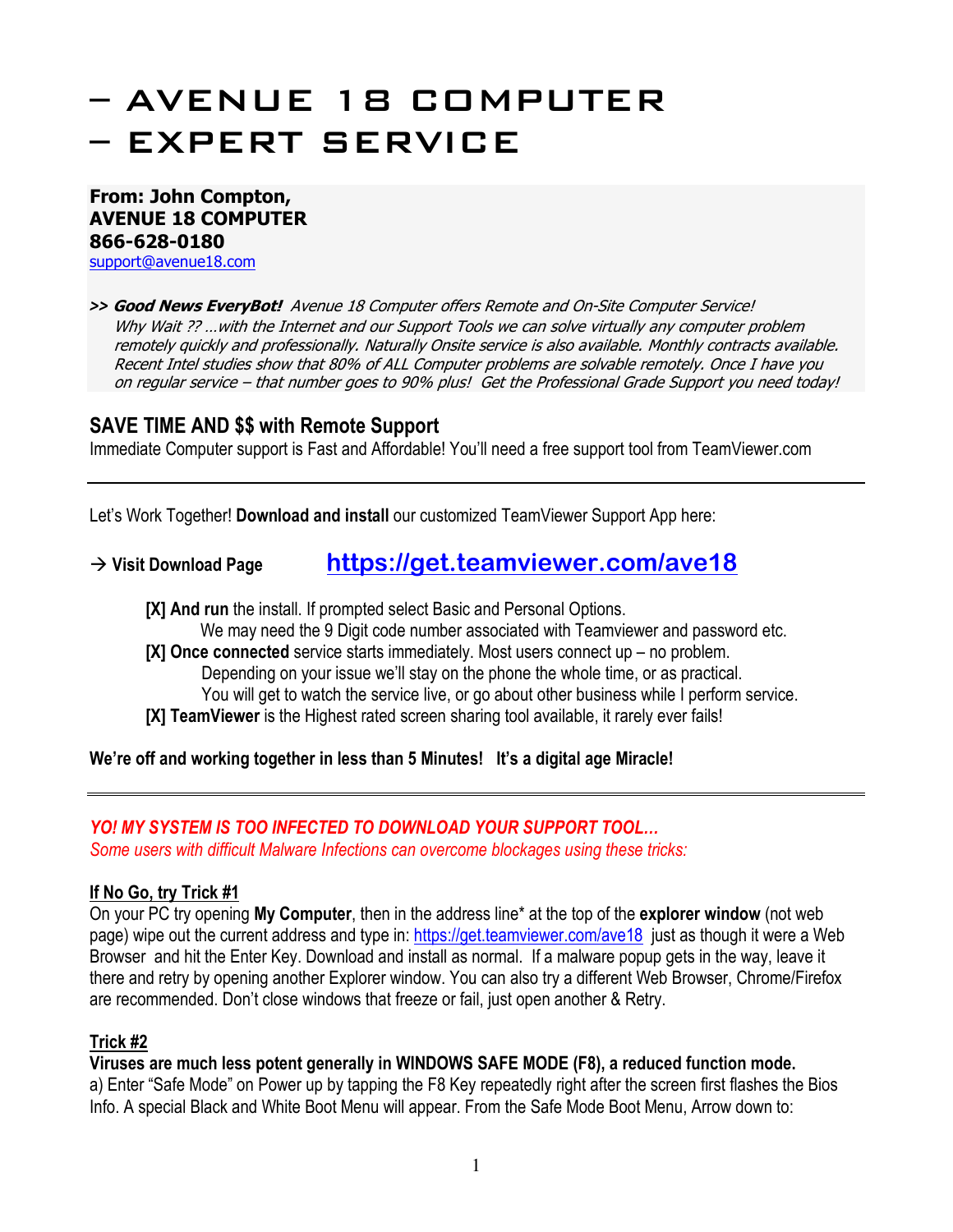#  – AVENUE 18 COMPUTER – EXPERT SERVICE

**From: John Compton,**
**AVENUE 18 COMPUTER**
**866-628-0180**
support@avenue18.com

*>> **Good News EveryBot!** Avenue 18 Computer offers Remote and On-Site Computer Service! Why Wait ?? …with the Internet and our Support Tools we can solve virtually any computer problem remotely quickly and professionally. Naturally Onsite service is also available. Monthly contracts available. Recent Intel studies show that 80% of ALL Computer problems are solvable remotely. Once I have you on regular service – that number goes to 90% plus! Get the Professional Grade Support you need today!*

## SAVE TIME AND $$ with Remote Support

Immediate Computer support is Fast and Affordable! You'll need a free support tool from TeamViewer.com

---

Let's Work Together! **Download and install** our customized TeamViewer Support App here:

→ **Visit Download Page** **https://get.teamviewer.com/ave18**

- **[X] And run** the install. If prompted select Basic and Personal Options.
  We may need the 9 Digit code number associated with Teamviewer and password etc.
- **[X] Once connected** service starts immediately. Most users connect up – no problem.
  Depending on your issue we'll stay on the phone the whole time, or as practical.
  You will get to watch the service live, or go about other business while I perform service.
- **[X] TeamViewer** is the Highest rated screen sharing tool available, it rarely ever fails!

**We're off and working together in less than 5 Minutes! It's a digital age Miracle!**

---

***YO! MY SYSTEM IS TOO INFECTED TO DOWNLOAD YOUR SUPPORT TOOL…***
*Some users with difficult Malware Infections can overcome blockages using these tricks:*

**If No Go, try Trick #1**

On your PC try opening **My Computer**, then in the address line* at the top of the **explorer window** (not web page) wipe out the current address and type in: https://get.teamviewer.com/ave18 just as though it were a Web Browser and hit the Enter Key. Download and install as normal. If a malware popup gets in the way, leave it there and retry by opening another Explorer window. You can also try a different Web Browser, Chrome/Firefox are recommended. Don't close windows that freeze or fail, just open another & Retry.

**Trick #2**

**Viruses are much less potent generally in WINDOWS SAFE MODE (F8), a reduced function mode.**
a) Enter "Safe Mode" on Power up by tapping the F8 Key repeatedly right after the screen first flashes the Bios Info. A special Black and White Boot Menu will appear. From the Safe Mode Boot Menu, Arrow down to: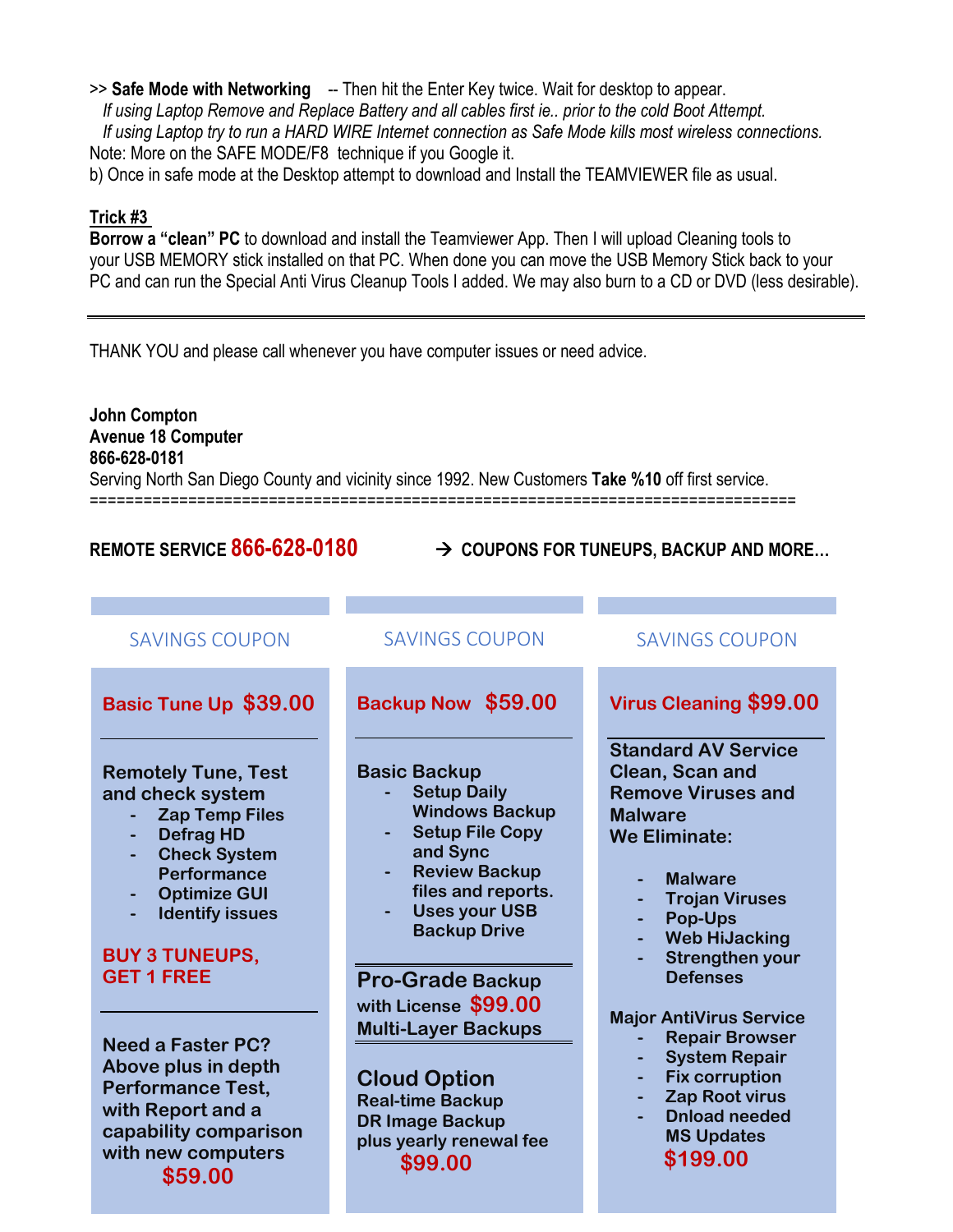>> **Safe Mode with Networking** -- Then hit the Enter Key twice. Wait for desktop to appear.
*If using Laptop Remove and Replace Battery and all cables first ie.. prior to the cold Boot Attempt.*
*If using Laptop try to run a HARD WIRE Internet connection as Safe Mode kills most wireless connections.*
Note: More on the SAFE MODE/F8 technique if you Google it.
b) Once in safe mode at the Desktop attempt to download and Install the TEAMVIEWER file as usual.

**Trick #3**

**Borrow a "clean" PC** to download and install the Teamviewer App. Then I will upload Cleaning tools to your USB MEMORY stick installed on that PC. When done you can move the USB Memory Stick back to your PC and can run the Special Anti Virus Cleanup Tools I added. We may also burn to a CD or DVD (less desirable).

---

THANK YOU and please call whenever you have computer issues or need advice.

**John Compton**
**Avenue 18 Computer**
**866-628-0181**
Serving North San Diego County and vicinity since 1992. New Customers **Take %10** off first service.
==============================================================================

**REMOTE SERVICE 866-628-0180** → **COUPONS FOR TUNEUPS, BACKUP AND MORE…**

SAVINGS COUPON

**Basic Tune Up $39.00**

**Remotely Tune, Test and check system**
- **Zap Temp Files**
- **Defrag HD**
- **Check System Performance**
- **Optimize GUI**
- **Identify issues**

**BUY 3 TUNEUPS, GET 1 FREE**

**Need a Faster PC? Above plus in depth Performance Test, with Report and a capability comparison with new computers**
**$59.00**

SAVINGS COUPON

**Backup Now $59.00**

**Basic Backup**
- **Setup Daily Windows Backup**
- **Setup File Copy and Sync**
- **Review Backup files and reports.**
- **Uses your USB Backup Drive**

**Pro-Grade Backup with License $99.00**
**Multi-Layer Backups**

**Cloud Option**
**Real-time Backup**
**DR Image Backup**
**plus yearly renewal fee**
**$99.00**

SAVINGS COUPON

**Virus Cleaning $99.00**

**Standard AV Service Clean, Scan and Remove Viruses and Malware**
**We Eliminate:**
- **Malware**
- **Trojan Viruses**
- **Pop-Ups**
- **Web HiJacking**
- **Strengthen your Defenses**

**Major AntiVirus Service**
- **Repair Browser**
- **System Repair**
- **Fix corruption**
- **Zap Root virus**
- **Dnload needed MS Updates**

**$199.00**